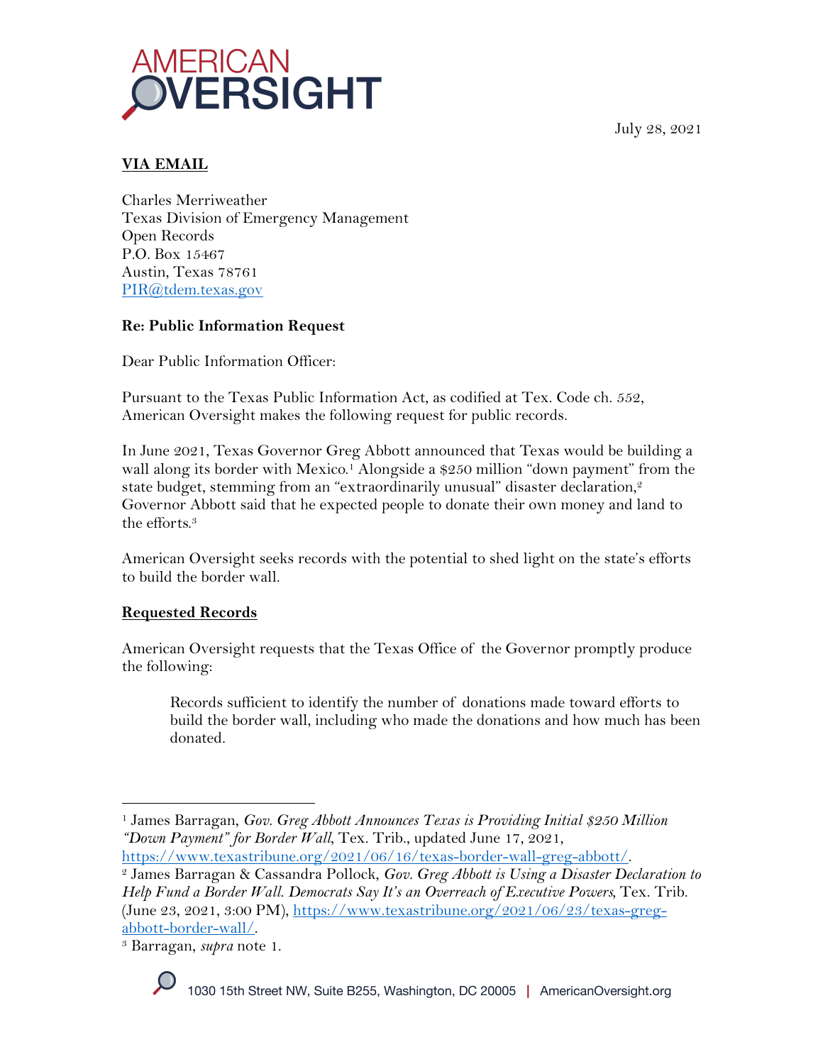AMERICAN OVERSIGHT

July 28, 2021

**VIA EMAIL**

Charles Merriweather
Texas Division of Emergency Management
Open Records
P.O. Box 15467
Austin, Texas 78761
PIR@tdem.texas.gov

**Re: Public Information Request**

Dear Public Information Officer:

Pursuant to the Texas Public Information Act, as codified at Tex. Code ch. 552, American Oversight makes the following request for public records.

In June 2021, Texas Governor Greg Abbott announced that Texas would be building a wall along its border with Mexico.[1] Alongside a $250 million "down payment" from the state budget, stemming from an "extraordinarily unusual" disaster declaration,[2] Governor Abbott said that he expected people to donate their own money and land to the efforts.[3]

American Oversight seeks records with the potential to shed light on the state's efforts to build the border wall.

**Requested Records**

American Oversight requests that the Texas Office of the Governor promptly produce the following:

> Records sufficient to identify the number of donations made toward efforts to build the border wall, including who made the donations and how much has been donated.

---

[1] James Barragan, *Gov. Greg Abbott Announces Texas is Providing Initial $250 Million "Down Payment" for Border Wall*, Tex. Trib., updated June 17, 2021, https://www.texastribune.org/2021/06/16/texas-border-wall-greg-abbott/.

[2] James Barragan & Cassandra Pollock, *Gov. Greg Abbott is Using a Disaster Declaration to Help Fund a Border Wall. Democrats Say It's an Overreach of Executive Powers*, Tex. Trib. (June 23, 2021, 3:00 PM), https://www.texastribune.org/2021/06/23/texas-greg-abbott-border-wall/.

[3] Barragan, *supra* note 1.

1030 15th Street NW, Suite B255, Washington, DC 20005 | AmericanOversight.org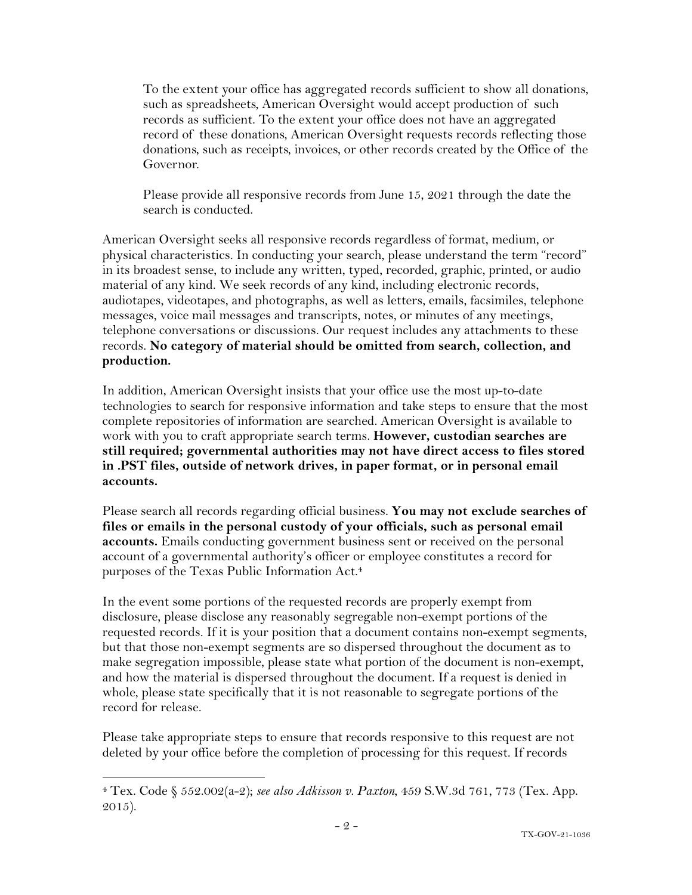To the extent your office has aggregated records sufficient to show all donations, such as spreadsheets, American Oversight would accept production of such records as sufficient. To the extent your office does not have an aggregated record of these donations, American Oversight requests records reflecting those donations, such as receipts, invoices, or other records created by the Office of the Governor.

Please provide all responsive records from June 15, 2021 through the date the search is conducted.

American Oversight seeks all responsive records regardless of format, medium, or physical characteristics. In conducting your search, please understand the term "record" in its broadest sense, to include any written, typed, recorded, graphic, printed, or audio material of any kind. We seek records of any kind, including electronic records, audiotapes, videotapes, and photographs, as well as letters, emails, facsimiles, telephone messages, voice mail messages and transcripts, notes, or minutes of any meetings, telephone conversations or discussions. Our request includes any attachments to these records. **No category of material should be omitted from search, collection, and production.**

In addition, American Oversight insists that your office use the most up-to-date technologies to search for responsive information and take steps to ensure that the most complete repositories of information are searched. American Oversight is available to work with you to craft appropriate search terms. **However, custodian searches are still required; governmental authorities may not have direct access to files stored in .PST files, outside of network drives, in paper format, or in personal email accounts.**

Please search all records regarding official business. **You may not exclude searches of files or emails in the personal custody of your officials, such as personal email accounts.** Emails conducting government business sent or received on the personal account of a governmental authority's officer or employee constitutes a record for purposes of the Texas Public Information Act.[4]

In the event some portions of the requested records are properly exempt from disclosure, please disclose any reasonably segregable non-exempt portions of the requested records. If it is your position that a document contains non-exempt segments, but that those non-exempt segments are so dispersed throughout the document as to make segregation impossible, please state what portion of the document is non-exempt, and how the material is dispersed throughout the document. If a request is denied in whole, please state specifically that it is not reasonable to segregate portions of the record for release.

Please take appropriate steps to ensure that records responsive to this request are not deleted by your office before the completion of processing for this request. If records

[4] Tex. Code § 552.002(a-2); *see also Adkisson v. Paxton*, 459 S.W.3d 761, 773 (Tex. App. 2015).

TX-GOV-21-1036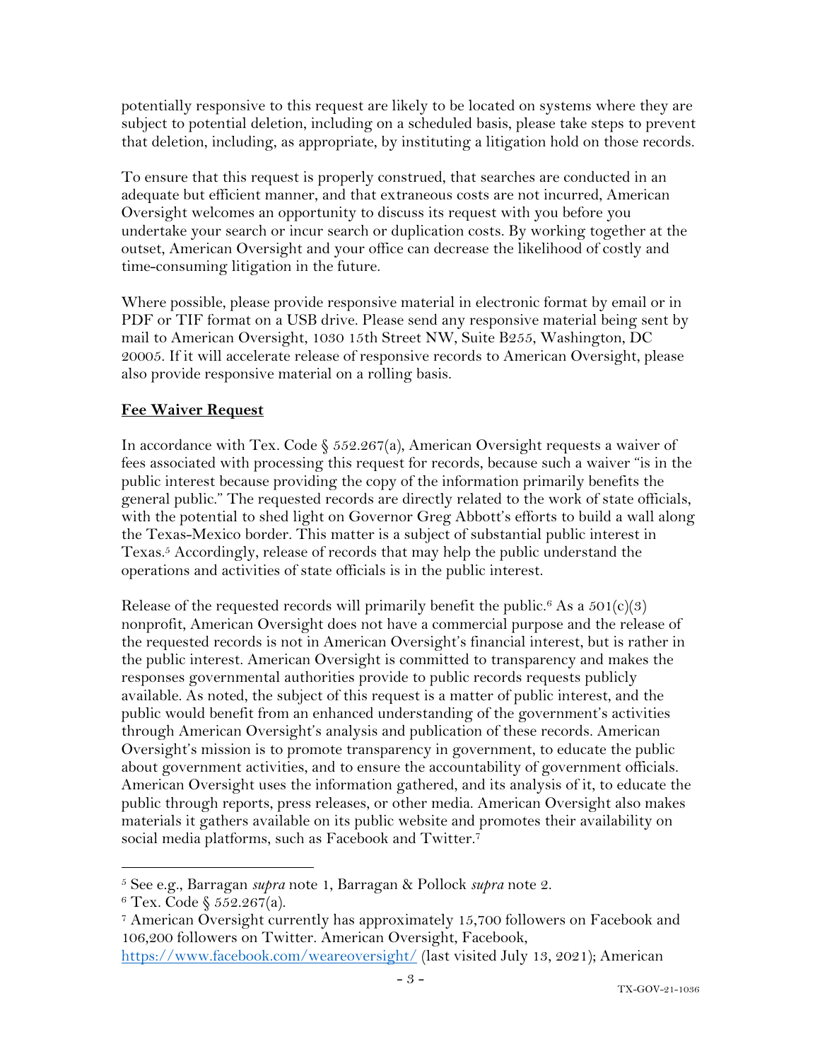potentially responsive to this request are likely to be located on systems where they are subject to potential deletion, including on a scheduled basis, please take steps to prevent that deletion, including, as appropriate, by instituting a litigation hold on those records.

To ensure that this request is properly construed, that searches are conducted in an adequate but efficient manner, and that extraneous costs are not incurred, American Oversight welcomes an opportunity to discuss its request with you before you undertake your search or incur search or duplication costs. By working together at the outset, American Oversight and your office can decrease the likelihood of costly and time-consuming litigation in the future.

Where possible, please provide responsive material in electronic format by email or in PDF or TIF format on a USB drive. Please send any responsive material being sent by mail to American Oversight, 1030 15th Street NW, Suite B255, Washington, DC 20005. If it will accelerate release of responsive records to American Oversight, please also provide responsive material on a rolling basis.

**Fee Waiver Request**

In accordance with Tex. Code § 552.267(a), American Oversight requests a waiver of fees associated with processing this request for records, because such a waiver "is in the public interest because providing the copy of the information primarily benefits the general public." The requested records are directly related to the work of state officials, with the potential to shed light on Governor Greg Abbott's efforts to build a wall along the Texas-Mexico border. This matter is a subject of substantial public interest in Texas.[5] Accordingly, release of records that may help the public understand the operations and activities of state officials is in the public interest.

Release of the requested records will primarily benefit the public.[6] As a 501(c)(3) nonprofit, American Oversight does not have a commercial purpose and the release of the requested records is not in American Oversight's financial interest, but is rather in the public interest. American Oversight is committed to transparency and makes the responses governmental authorities provide to public records requests publicly available. As noted, the subject of this request is a matter of public interest, and the public would benefit from an enhanced understanding of the government's activities through American Oversight's analysis and publication of these records. American Oversight's mission is to promote transparency in government, to educate the public about government activities, and to ensure the accountability of government officials. American Oversight uses the information gathered, and its analysis of it, to educate the public through reports, press releases, or other media. American Oversight also makes materials it gathers available on its public website and promotes their availability on social media platforms, such as Facebook and Twitter.[7]

---

[5] See e.g., Barragan *supra* note 1, Barragan & Pollock *supra* note 2.

[6] Tex. Code § 552.267(a).

[7] American Oversight currently has approximately 15,700 followers on Facebook and 106,200 followers on Twitter. American Oversight, Facebook, https://www.facebook.com/weareoversight/ (last visited July 13, 2021); American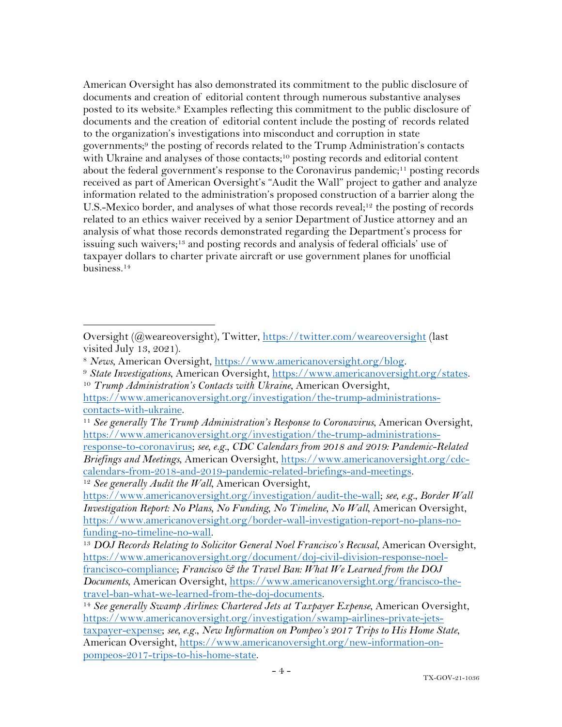American Oversight has also demonstrated its commitment to the public disclosure of documents and creation of editorial content through numerous substantive analyses posted to its website.[8] Examples reflecting this commitment to the public disclosure of documents and the creation of editorial content include the posting of records related to the organization's investigations into misconduct and corruption in state governments;[9] the posting of records related to the Trump Administration's contacts with Ukraine and analyses of those contacts;[10] posting records and editorial content about the federal government's response to the Coronavirus pandemic;[11] posting records received as part of American Oversight's "Audit the Wall" project to gather and analyze information related to the administration's proposed construction of a barrier along the U.S.-Mexico border, and analyses of what those records reveal;[12] the posting of records related to an ethics waiver received by a senior Department of Justice attorney and an analysis of what those records demonstrated regarding the Department's process for issuing such waivers;[13] and posting records and analysis of federal officials' use of taxpayer dollars to charter private aircraft or use government planes for unofficial business.[14]

---

Oversight (@weareoversight), Twitter, https://twitter.com/weareoversight (last visited July 13, 2021).

[8] *News*, American Oversight, https://www.americanoversight.org/blog.

[9] *State Investigations*, American Oversight, https://www.americanoversight.org/states.

[10] *Trump Administration's Contacts with Ukraine*, American Oversight, https://www.americanoversight.org/investigation/the-trump-administrations-contacts-with-ukraine.

[11] *See generally The Trump Administration's Response to Coronavirus*, American Oversight, https://www.americanoversight.org/investigation/the-trump-administrations-response-to-coronavirus; *see, e.g.*, *CDC Calendars from 2018 and 2019: Pandemic-Related Briefings and Meetings*, American Oversight, https://www.americanoversight.org/cdc-calendars-from-2018-and-2019-pandemic-related-briefings-and-meetings.

[12] *See generally Audit the Wall*, American Oversight, https://www.americanoversight.org/investigation/audit-the-wall; *see, e.g.*, *Border Wall Investigation Report: No Plans, No Funding, No Timeline, No Wall*, American Oversight, https://www.americanoversight.org/border-wall-investigation-report-no-plans-no-funding-no-timeline-no-wall.

[13] *DOJ Records Relating to Solicitor General Noel Francisco's Recusal*, American Oversight, https://www.americanoversight.org/document/doj-civil-division-response-noel-francisco-compliance; *Francisco & the Travel Ban: What We Learned from the DOJ Documents*, American Oversight, https://www.americanoversight.org/francisco-the-travel-ban-what-we-learned-from-the-doj-documents.

[14] *See generally Swamp Airlines: Chartered Jets at Taxpayer Expense*, American Oversight, https://www.americanoversight.org/investigation/swamp-airlines-private-jets-taxpayer-expense; *see, e.g.*, *New Information on Pompeo's 2017 Trips to His Home State*, American Oversight, https://www.americanoversight.org/new-information-on-pompeos-2017-trips-to-his-home-state.

TX-GOV-21-1036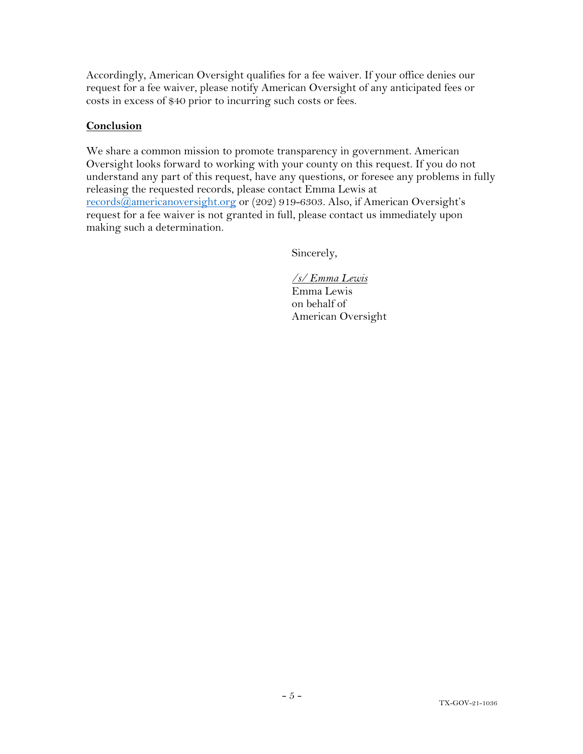Accordingly, American Oversight qualifies for a fee waiver. If your office denies our request for a fee waiver, please notify American Oversight of any anticipated fees or costs in excess of $40 prior to incurring such costs or fees.

**Conclusion**

We share a common mission to promote transparency in government. American Oversight looks forward to working with your county on this request. If you do not understand any part of this request, have any questions, or foresee any problems in fully releasing the requested records, please contact Emma Lewis at records@americanoversight.org or (202) 919-6303. Also, if American Oversight's request for a fee waiver is not granted in full, please contact us immediately upon making such a determination.

Sincerely,

*/s/ Emma Lewis*
Emma Lewis
on behalf of
American Oversight

TX-GOV-21-1036